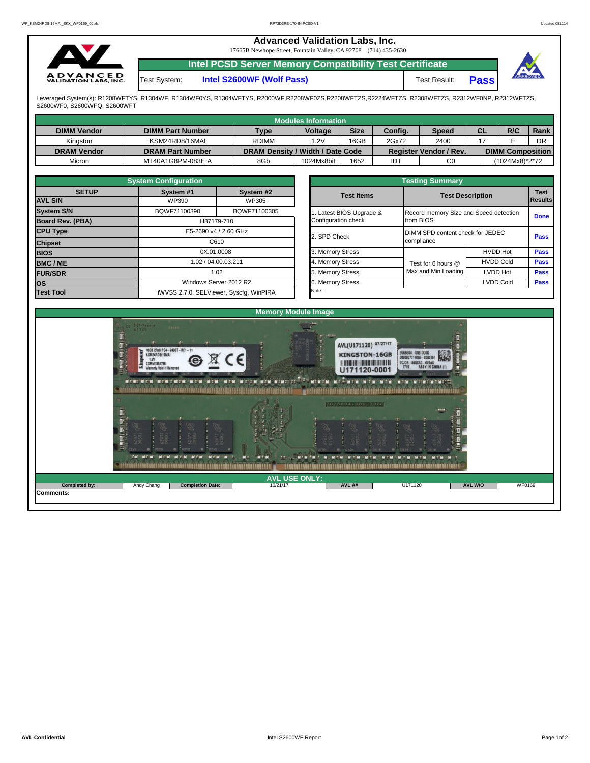# Advanced Validation Labs, Inc.

17665B Newhope Street, Fountain Valley, CA 92708 (714) 435-2630

## Intel PCSD Server Memory Compatibility Test Certificate

Test System: **Intel S2600WF (Wolf Pass)** Test Result: **Pass**

Leveraged System(s): R1208WFTYS, R1304WF, R1304WF0YS, R1304WFTYS, R2000WF,R2208WF0ZS,R2208WFTZS,R2224WFTZS, R2308WFTZS, R2312WF0NP, R2312WFTZS, S2600WF0, S2600WFQ, S2600WFT

### Modules Information

| DIMM Vendor | DIMM Part Number | Type | Voltage | Size | Config. | Speed | CL | R/C | Rank |
|---|---|---|---|---|---|---|---|---|---|
| Kingston | KSM24RD8/16MAI | RDIMM | 1.2V | 16GB | 2Gx72 | 2400 | 17 | E | DR |
| **DRAM Vendor** | **DRAM Part Number** | **DRAM Density / Width / Date Code** | | | **Register Vendor / Rev.** | | **DIMM Composition** | | |
| Micron | MT40A1G8PM-083E:A | 8Gb | 1024Mx8bit | 1652 | IDT | C0 | (1024Mx8)*2*72 | | |

### System Configuration

| SETUP | System #1 | System #2 |
|---|---|---|
| AVL S/N | WP390 | WP305 |
| System S/N | BQWF71100390 | BQWF71100305 |
| Board Rev. (PBA) | H87179-710 | |
| CPU Type | E5-2690 v4 / 2.60 GHz | |
| Chipset | C610 | |
| BIOS | 0X.01.0008 | |
| BMC / ME | 1.02 / 04.00.03.211 | |
| FUR/SDR | 1.02 | |
| OS | Windows Server 2012 R2 | |
| Test Tool | iWVSS 2.7.0, SELViewer, Syscfg, WinPIRA | |

### Testing Summary

| Test Items | Test Description | | Test Results |
|---|---|---|---|
| 1. Latest BIOS Upgrade & Configuration check | Record memory Size and Speed detection from BIOS | | Done |
| 2. SPD Check | DIMM SPD content check for JEDEC compliance | | Pass |
| 3. Memory Stress | Test for 6 hours @ Max and Min Loading | HVDD Hot | Pass |
| 4. Memory Stress | | HVDD Cold | Pass |
| 5. Memory Stress | | LVDD Hot | Pass |
| 6. Memory Stress | | LVDD Cold | Pass |

Note:

### Memory Module Image

### AVL USE ONLY:

| Completed by: | Andy Chang | Completion Date: | 10/21/17 | AVL A# | U171120 | AVL W/O | WF0169 |
|---|---|---|---|---|---|---|---|

**Comments:**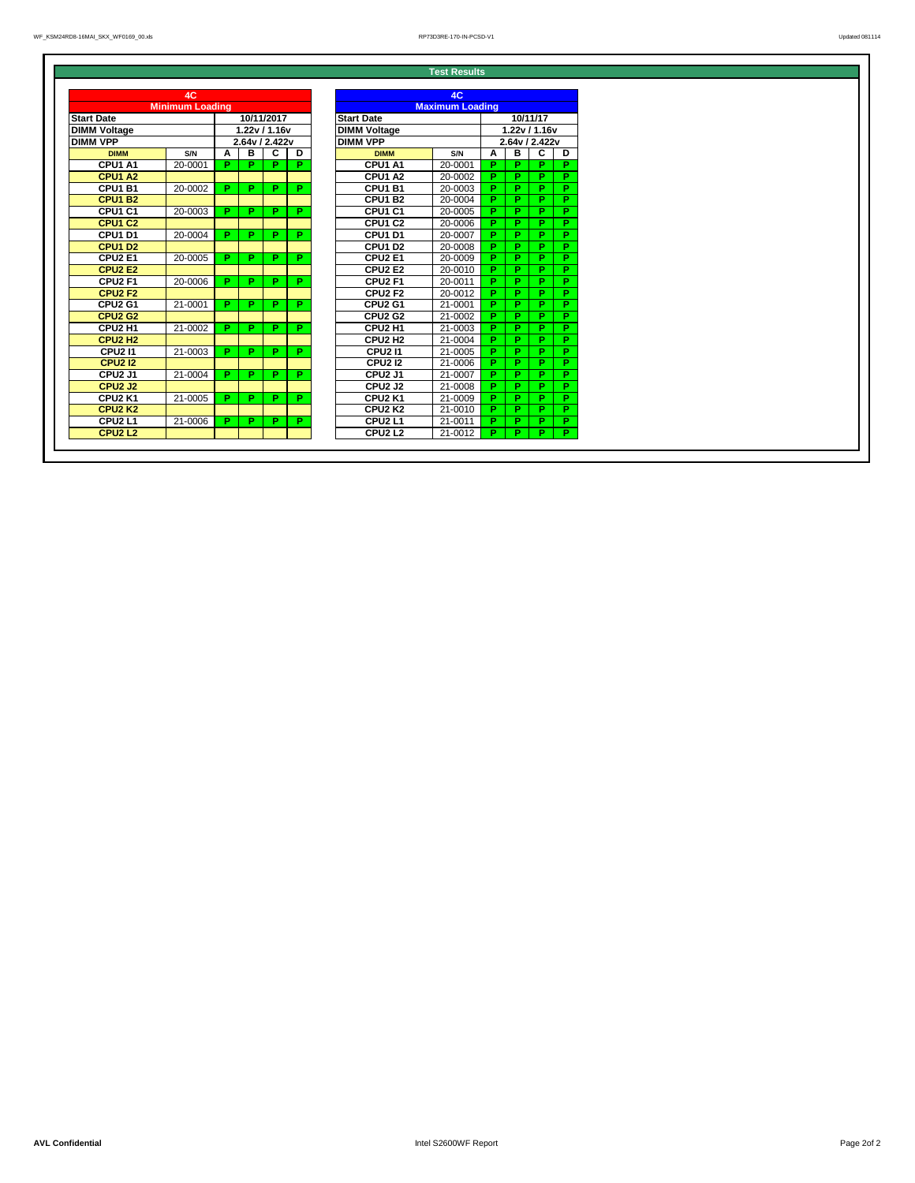## Test Results

| 4C | | | | | |
|---|---|---|---|---|---|
| **Minimum Loading** | | | | | |
| **Start Date** | | 10/11/2017 | | | |
| **DIMM Voltage** | | 1.22v / 1.16v | | | |
| **DIMM VPP** | | 2.64v / 2.422v | | | |
| **DIMM** | **S/N** | **A** | **B** | **C** | **D** |
| CPU1 A1 | 20-0001 | P | P | P | P |
| CPU1 A2 | | | | | |
| CPU1 B1 | 20-0002 | P | P | P | P |
| CPU1 B2 | | | | | |
| CPU1 C1 | 20-0003 | P | P | P | P |
| CPU1 C2 | | | | | |
| CPU1 D1 | 20-0004 | P | P | P | P |
| CPU1 D2 | | | | | |
| CPU2 E1 | 20-0005 | P | P | P | P |
| CPU2 E2 | | | | | |
| CPU2 F1 | 20-0006 | P | P | P | P |
| CPU2 F2 | | | | | |
| CPU2 G1 | 21-0001 | P | P | P | P |
| CPU2 G2 | | | | | |
| CPU2 H1 | 21-0002 | P | P | P | P |
| CPU2 H2 | | | | | |
| CPU2 I1 | 21-0003 | P | P | P | P |
| CPU2 I2 | | | | | |
| CPU2 J1 | 21-0004 | P | P | P | P |
| CPU2 J2 | | | | | |
| CPU2 K1 | 21-0005 | P | P | P | P |
| CPU2 K2 | | | | | |
| CPU2 L1 | 21-0006 | P | P | P | P |
| CPU2 L2 | | | | | |

| 4C | | | | | |
|---|---|---|---|---|---|
| **Maximum Loading** | | | | | |
| **Start Date** | | 10/11/17 | | | |
| **DIMM Voltage** | | 1.22v / 1.16v | | | |
| **DIMM VPP** | | 2.64v / 2.422v | | | |
| **DIMM** | **S/N** | **A** | **B** | **C** | **D** |
| CPU1 A1 | 20-0001 | P | P | P | P |
| CPU1 A2 | 20-0002 | P | P | P | P |
| CPU1 B1 | 20-0003 | P | P | P | P |
| CPU1 B2 | 20-0004 | P | P | P | P |
| CPU1 C1 | 20-0005 | P | P | P | P |
| CPU1 C2 | 20-0006 | P | P | P | P |
| CPU1 D1 | 20-0007 | P | P | P | P |
| CPU1 D2 | 20-0008 | P | P | P | P |
| CPU2 E1 | 20-0009 | P | P | P | P |
| CPU2 E2 | 20-0010 | P | P | P | P |
| CPU2 F1 | 20-0011 | P | P | P | P |
| CPU2 F2 | 20-0012 | P | P | P | P |
| CPU2 G1 | 21-0001 | P | P | P | P |
| CPU2 G2 | 21-0002 | P | P | P | P |
| CPU2 H1 | 21-0003 | P | P | P | P |
| CPU2 H2 | 21-0004 | P | P | P | P |
| CPU2 I1 | 21-0005 | P | P | P | P |
| CPU2 I2 | 21-0006 | P | P | P | P |
| CPU2 J1 | 21-0007 | P | P | P | P |
| CPU2 J2 | 21-0008 | P | P | P | P |
| CPU2 K1 | 21-0009 | P | P | P | P |
| CPU2 K2 | 21-0010 | P | P | P | P |
| CPU2 L1 | 21-0011 | P | P | P | P |
| CPU2 L2 | 21-0012 | P | P | P | P |